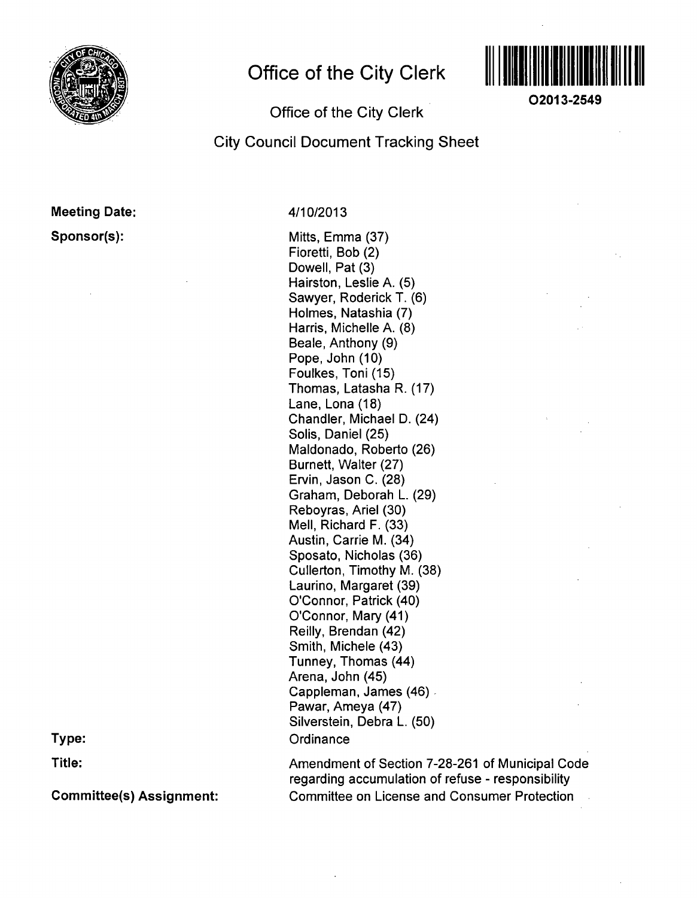# Office of the City Clerk

O2013-2549

Office of the City Clerk

City Council Document Tracking Sheet

**Meeting Date:** 4/10/2013

**Sponsor(s):**

Mitts, Emma (37)
Fioretti, Bob (2)
Dowell, Pat (3)
Hairston, Leslie A. (5)
Sawyer, Roderick T. (6)
Holmes, Natashia (7)
Harris, Michelle A. (8)
Beale, Anthony (9)
Pope, John (10)
Foulkes, Toni (15)
Thomas, Latasha R. (17)
Lane, Lona (18)
Chandler, Michael D. (24)
Solis, Daniel (25)
Maldonado, Roberto (26)
Burnett, Walter (27)
Ervin, Jason C. (28)
Graham, Deborah L. (29)
Reboyras, Ariel (30)
Mell, Richard F. (33)
Austin, Carrie M. (34)
Sposato, Nicholas (36)
Cullerton, Timothy M. (38)
Laurino, Margaret (39)
O'Connor, Patrick (40)
O'Connor, Mary (41)
Reilly, Brendan (42)
Smith, Michele (43)
Tunney, Thomas (44)
Arena, John (45)
Cappleman, James (46)
Pawar, Ameya (47)
Silverstein, Debra L. (50)

**Type:** Ordinance

**Title:** Amendment of Section 7-28-261 of Municipal Code regarding accumulation of refuse - responsibility

**Committee(s) Assignment:** Committee on License and Consumer Protection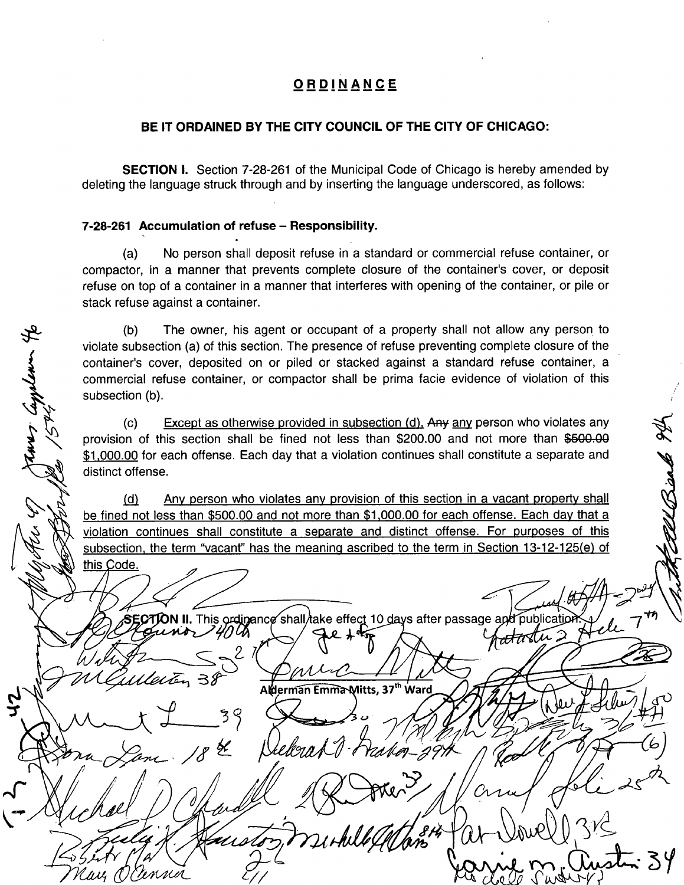# ORDINANCE

**BE IT ORDAINED BY THE CITY COUNCIL OF THE CITY OF CHICAGO:**

**SECTION I.** Section 7-28-261 of the Municipal Code of Chicago is hereby amended by deleting the language struck through and by inserting the language underscored, as follows:

**7-28-261 Accumulation of refuse – Responsibility.**

(a) No person shall deposit refuse in a standard or commercial refuse container, or compactor, in a manner that prevents complete closure of the container's cover, or deposit refuse on top of a container in a manner that interferes with opening of the container, or pile or stack refuse against a container.

(b) The owner, his agent or occupant of a property shall not allow any person to violate subsection (a) of this section. The presence of refuse preventing complete closure of the container's cover, deposited on or piled or stacked against a standard refuse container, a commercial refuse container, or compactor shall be prima facie evidence of violation of this subsection (b).

(c) <u>Except as otherwise provided in subsection (d),</u> ~~Any~~ <u>any</u> person who violates any provision of this section shall be fined not less than \$200.00 and not more than ~~\$500.00~~ <u>\$1,000.00</u> for each offense. Each day that a violation continues shall constitute a separate and distinct offense.

<u>(d) Any person who violates any provision of this section in a vacant property shall be fined not less than \$500.00 and not more than \$1,000.00 for each offense. Each day that a violation continues shall constitute a separate and distinct offense. For purposes of this subsection, the term "vacant" has the meaning ascribed to the term in Section 13-12-125(e) of this Code.</u>

**SECTION II.** This ordinance shall take effect 10 days after passage and publication.

Alderman Emma Mitts, 37[th] Ward